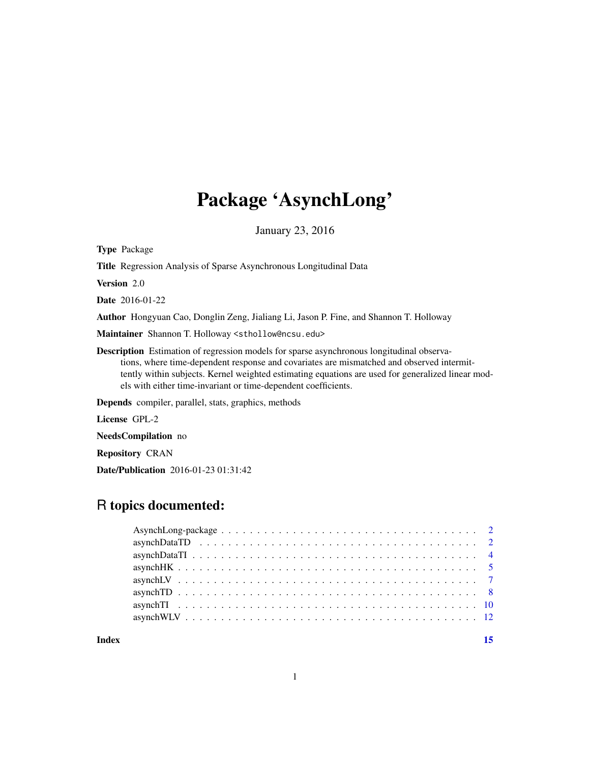# Package 'AsynchLong'

January 23, 2016

**Type** Package

**Title** Regression Analysis of Sparse Asynchronous Longitudinal Data

**Version** 2.0

**Date** 2016-01-22

**Author** Hongyuan Cao, Donglin Zeng, Jialiang Li, Jason P. Fine, and Shannon T. Holloway

**Maintainer** Shannon T. Holloway <sthollow@ncsu.edu>

**Description** Estimation of regression models for sparse asynchronous longitudinal observations, where time-dependent response and covariates are mismatched and observed intermittently within subjects. Kernel weighted estimating equations are used for generalized linear models with either time-invariant or time-dependent coefficients.

**Depends** compiler, parallel, stats, graphics, methods

**License** GPL-2

**NeedsCompilation** no

**Repository** CRAN

**Date/Publication** 2016-01-23 01:31:42

## R topics documented:

- AsynchLong-package . . . . . . . . . . . . . . . . . . . . . . . . . . . . . . . . . . . . 2
- asynchDataTD . . . . . . . . . . . . . . . . . . . . . . . . . . . . . . . . . . . . . . . . 2
- asynchDataTI . . . . . . . . . . . . . . . . . . . . . . . . . . . . . . . . . . . . . . . . . 4
- asynchHK . . . . . . . . . . . . . . . . . . . . . . . . . . . . . . . . . . . . . . . . . . . 5
- asynchLV . . . . . . . . . . . . . . . . . . . . . . . . . . . . . . . . . . . . . . . . . . . 7
- asynchTD . . . . . . . . . . . . . . . . . . . . . . . . . . . . . . . . . . . . . . . . . . . 8
- asynchTI . . . . . . . . . . . . . . . . . . . . . . . . . . . . . . . . . . . . . . . . . . . 10
- asynchWLV . . . . . . . . . . . . . . . . . . . . . . . . . . . . . . . . . . . . . . . . . . 12

**Index** 15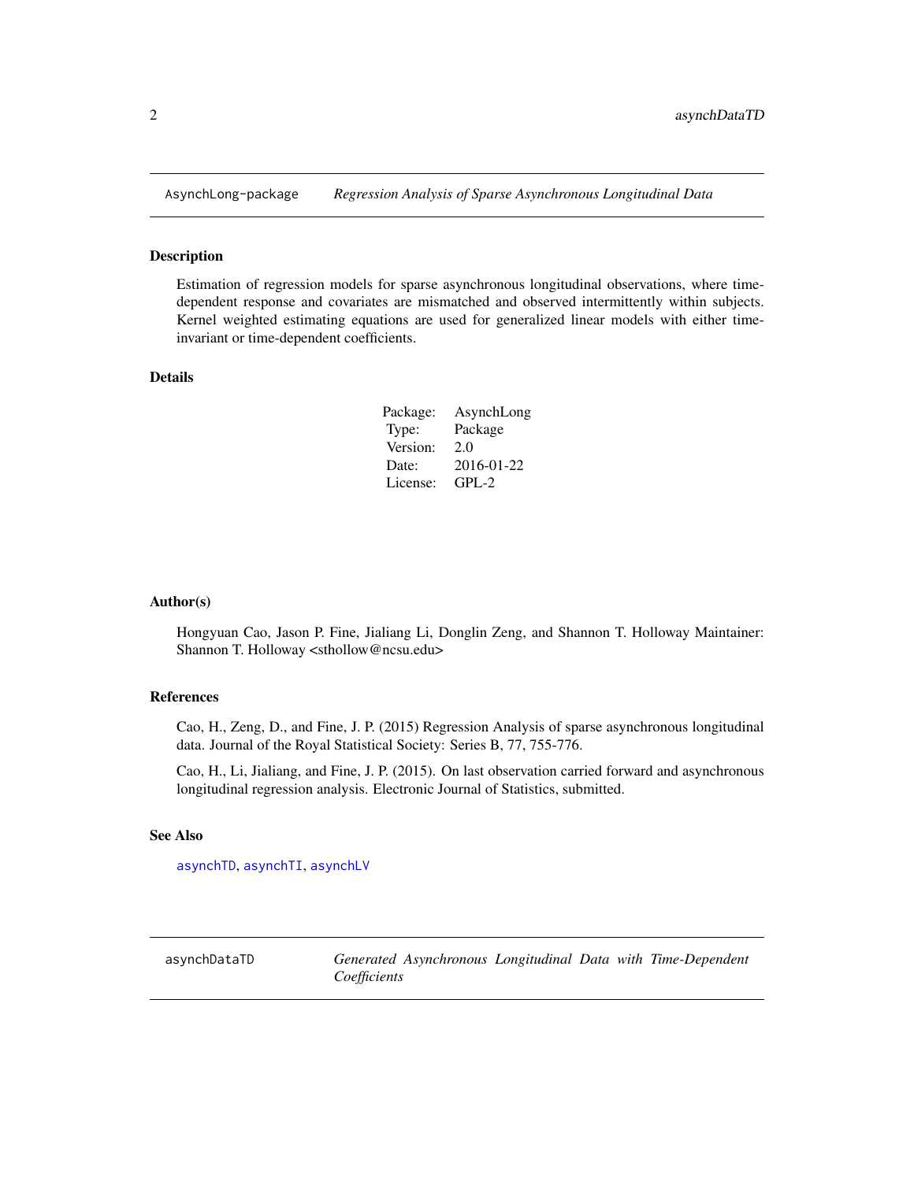## AsynchLong-package — *Regression Analysis of Sparse Asynchronous Longitudinal Data*

### Description

Estimation of regression models for sparse asynchronous longitudinal observations, where time-dependent response and covariates are mismatched and observed intermittently within subjects. Kernel weighted estimating equations are used for generalized linear models with either time-invariant or time-dependent coefficients.

### Details

| | |
|---|---|
| Package: | AsynchLong |
| Type: | Package |
| Version: | 2.0 |
| Date: | 2016-01-22 |
| License: | GPL-2 |

### Author(s)

Hongyuan Cao, Jason P. Fine, Jialiang Li, Donglin Zeng, and Shannon T. Holloway Maintainer: Shannon T. Holloway <sthollow@ncsu.edu>

### References

Cao, H., Zeng, D., and Fine, J. P. (2015) Regression Analysis of sparse asynchronous longitudinal data. Journal of the Royal Statistical Society: Series B, 77, 755-776.

Cao, H., Li, Jialiang, and Fine, J. P. (2015). On last observation carried forward and asynchronous longitudinal regression analysis. Electronic Journal of Statistics, submitted.

### See Also

`asynchTD`, `asynchTI`, `asynchLV`

## asynchDataTD — *Generated Asynchronous Longitudinal Data with Time-Dependent Coefficients*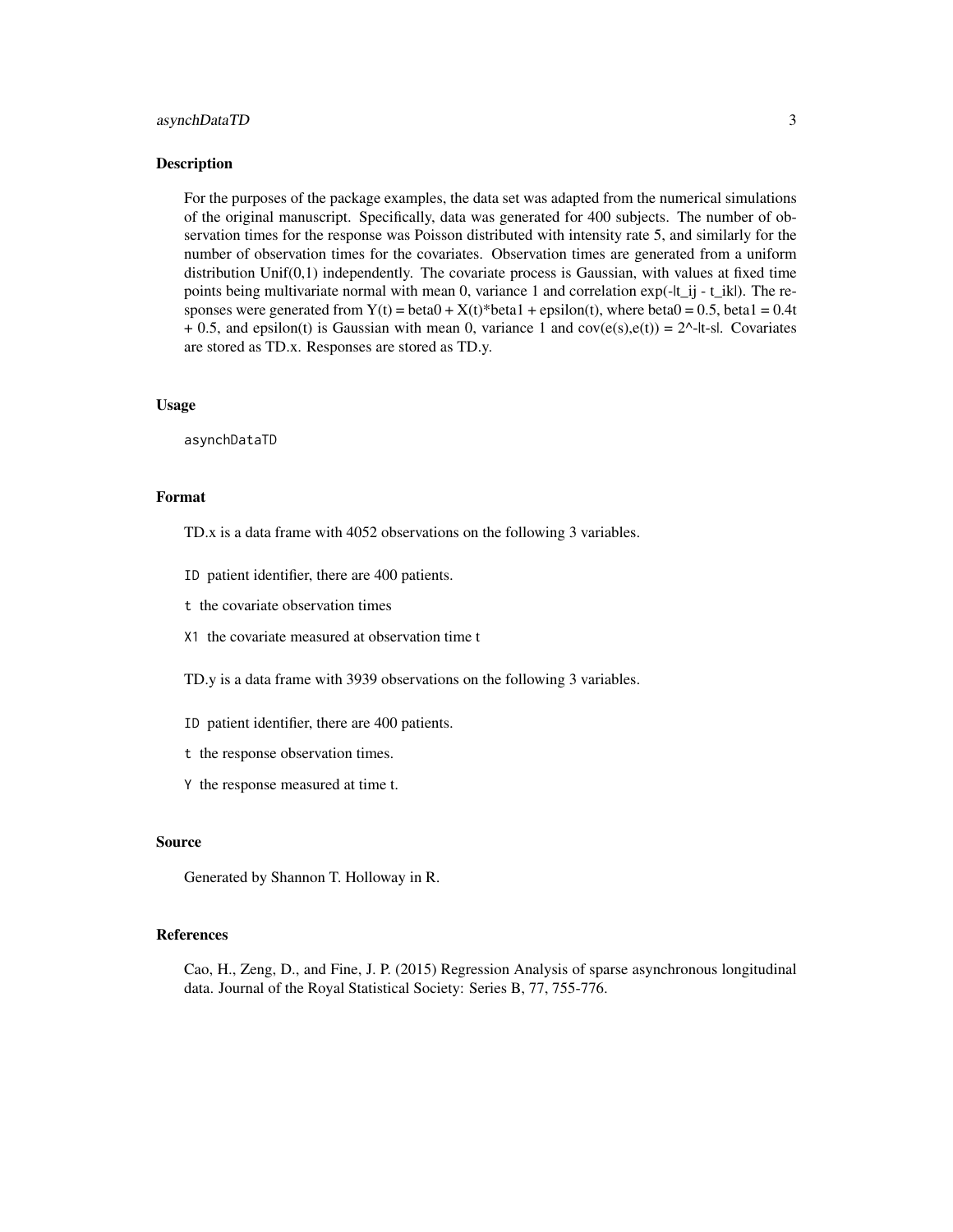## Description

For the purposes of the package examples, the data set was adapted from the numerical simulations of the original manuscript. Specifically, data was generated for 400 subjects. The number of observation times for the response was Poisson distributed with intensity rate 5, and similarly for the number of observation times for the covariates. Observation times are generated from a uniform distribution Unif(0,1) independently. The covariate process is Gaussian, with values at fixed time points being multivariate normal with mean 0, variance 1 and correlation $\exp(-|t_{ij} - t_{ik}|)$. The responses were generated from $Y(t) = beta0 + X(t)*beta1 + epsilon(t)$, where $beta0 = 0.5$, $beta1 = 0.4t + 0.5$, and epsilon(t) is Gaussian with mean 0, variance 1 and $cov(e(s),e(t)) = 2^{-|t-s|}$. Covariates are stored as TD.x. Responses are stored as TD.y.

## Usage

```
asynchDataTD
```

## Format

TD.x is a data frame with 4052 observations on the following 3 variables.

- `ID` patient identifier, there are 400 patients.
- `t` the covariate observation times
- `X1` the covariate measured at observation time t

TD.y is a data frame with 3939 observations on the following 3 variables.

- `ID` patient identifier, there are 400 patients.
- `t` the response observation times.
- `Y` the response measured at time t.

## Source

Generated by Shannon T. Holloway in R.

## References

Cao, H., Zeng, D., and Fine, J. P. (2015) Regression Analysis of sparse asynchronous longitudinal data. Journal of the Royal Statistical Society: Series B, 77, 755-776.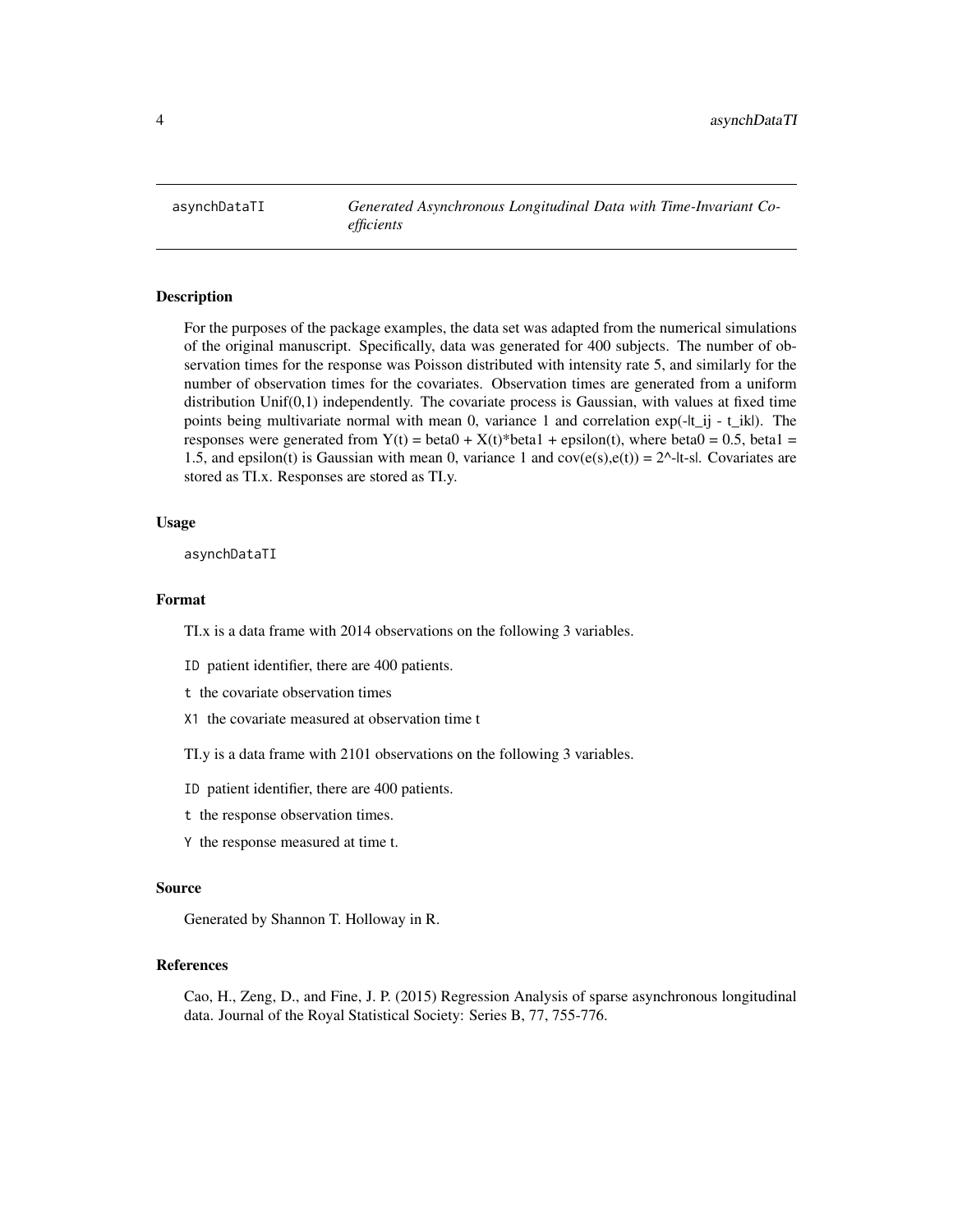# asynchDataTI — *Generated Asynchronous Longitudinal Data with Time-Invariant Coefficients*

## Description

For the purposes of the package examples, the data set was adapted from the numerical simulations of the original manuscript. Specifically, data was generated for 400 subjects. The number of observation times for the response was Poisson distributed with intensity rate 5, and similarly for the number of observation times for the covariates. Observation times are generated from a uniform distribution Unif(0,1) independently. The covariate process is Gaussian, with values at fixed time points being multivariate normal with mean 0, variance 1 and correlation exp(-|t_ij - t_ik|). The responses were generated from Y(t) = beta0 + X(t)*beta1 + epsilon(t), where beta0 = 0.5, beta1 = 1.5, and epsilon(t) is Gaussian with mean 0, variance 1 and cov(e(s),e(t)) = 2^-|t-s|. Covariates are stored as TI.x. Responses are stored as TI.y.

## Usage

```
asynchDataTI
```

## Format

TI.x is a data frame with 2014 observations on the following 3 variables.

- `ID` patient identifier, there are 400 patients.
- `t` the covariate observation times
- `X1` the covariate measured at observation time t

TI.y is a data frame with 2101 observations on the following 3 variables.

- `ID` patient identifier, there are 400 patients.
- `t` the response observation times.
- `Y` the response measured at time t.

## Source

Generated by Shannon T. Holloway in R.

## References

Cao, H., Zeng, D., and Fine, J. P. (2015) Regression Analysis of sparse asynchronous longitudinal data. Journal of the Royal Statistical Society: Series B, 77, 755-776.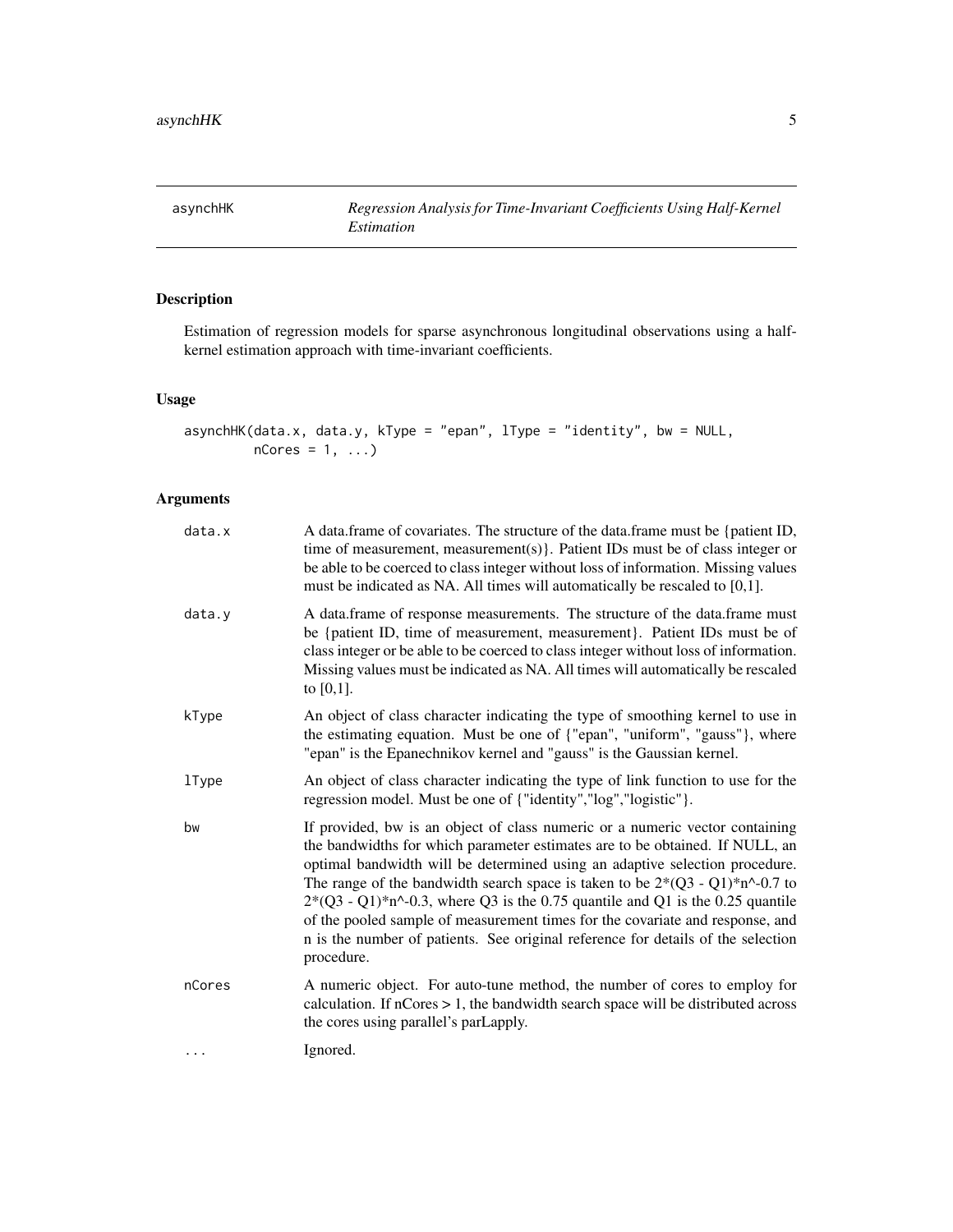## asynchHK

*Regression Analysis for Time-Invariant Coefficients Using Half-Kernel Estimation*

### Description

Estimation of regression models for sparse asynchronous longitudinal observations using a half-kernel estimation approach with time-invariant coefficients.

### Usage

```
asynchHK(data.x, data.y, kType = "epan", lType = "identity", bw = NULL,
         nCores = 1, ...)
```

### Arguments

| | |
|---|---|
| data.x | A data.frame of covariates. The structure of the data.frame must be {patient ID, time of measurement, measurement(s)}. Patient IDs must be of class integer or be able to be coerced to class integer without loss of information. Missing values must be indicated as NA. All times will automatically be rescaled to [0,1]. |
| data.y | A data.frame of response measurements. The structure of the data.frame must be {patient ID, time of measurement, measurement}. Patient IDs must be of class integer or be able to be coerced to class integer without loss of information. Missing values must be indicated as NA. All times will automatically be rescaled to [0,1]. |
| kType | An object of class character indicating the type of smoothing kernel to use in the estimating equation. Must be one of {"epan", "uniform", "gauss"}, where "epan" is the Epanechnikov kernel and "gauss" is the Gaussian kernel. |
| lType | An object of class character indicating the type of link function to use for the regression model. Must be one of {"identity","log","logistic"}. |
| bw | If provided, bw is an object of class numeric or a numeric vector containing the bandwidths for which parameter estimates are to be obtained. If NULL, an optimal bandwidth will be determined using an adaptive selection procedure. The range of the bandwidth search space is taken to be 2*(Q3 - Q1)*n^-0.7 to 2*(Q3 - Q1)*n^-0.3, where Q3 is the 0.75 quantile and Q1 is the 0.25 quantile of the pooled sample of measurement times for the covariate and response, and n is the number of patients. See original reference for details of the selection procedure. |
| nCores | A numeric object. For auto-tune method, the number of cores to employ for calculation. If nCores > 1, the bandwidth search space will be distributed across the cores using parallel's parLapply. |
| ... | Ignored. |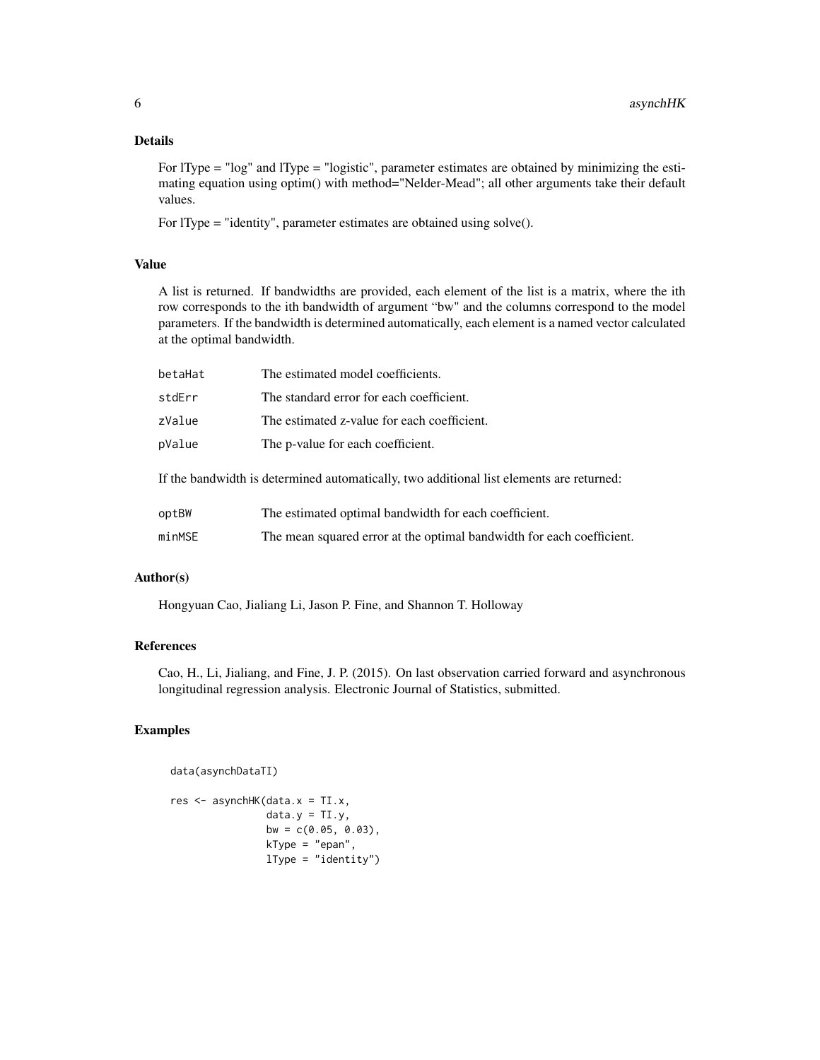## Details

For lType = "log" and lType = "logistic", parameter estimates are obtained by minimizing the estimating equation using optim() with method="Nelder-Mead"; all other arguments take their default values.

For lType = "identity", parameter estimates are obtained using solve().

## Value

A list is returned. If bandwidths are provided, each element of the list is a matrix, where the ith row corresponds to the ith bandwidth of argument "bw" and the columns correspond to the model parameters. If the bandwidth is determined automatically, each element is a named vector calculated at the optimal bandwidth.

| | |
|---|---|
| `betaHat` | The estimated model coefficients. |
| `stdErr` | The standard error for each coefficient. |
| `zValue` | The estimated z-value for each coefficient. |
| `pValue` | The p-value for each coefficient. |

If the bandwidth is determined automatically, two additional list elements are returned:

| | |
|---|---|
| `optBW` | The estimated optimal bandwidth for each coefficient. |
| `minMSE` | The mean squared error at the optimal bandwidth for each coefficient. |

## Author(s)

Hongyuan Cao, Jialiang Li, Jason P. Fine, and Shannon T. Holloway

## References

Cao, H., Li, Jialiang, and Fine, J. P. (2015). On last observation carried forward and asynchronous longitudinal regression analysis. Electronic Journal of Statistics, submitted.

## Examples

```
data(asynchDataTI)

res <- asynchHK(data.x = TI.x,
                data.y = TI.y,
                bw = c(0.05, 0.03),
                kType = "epan",
                lType = "identity")
```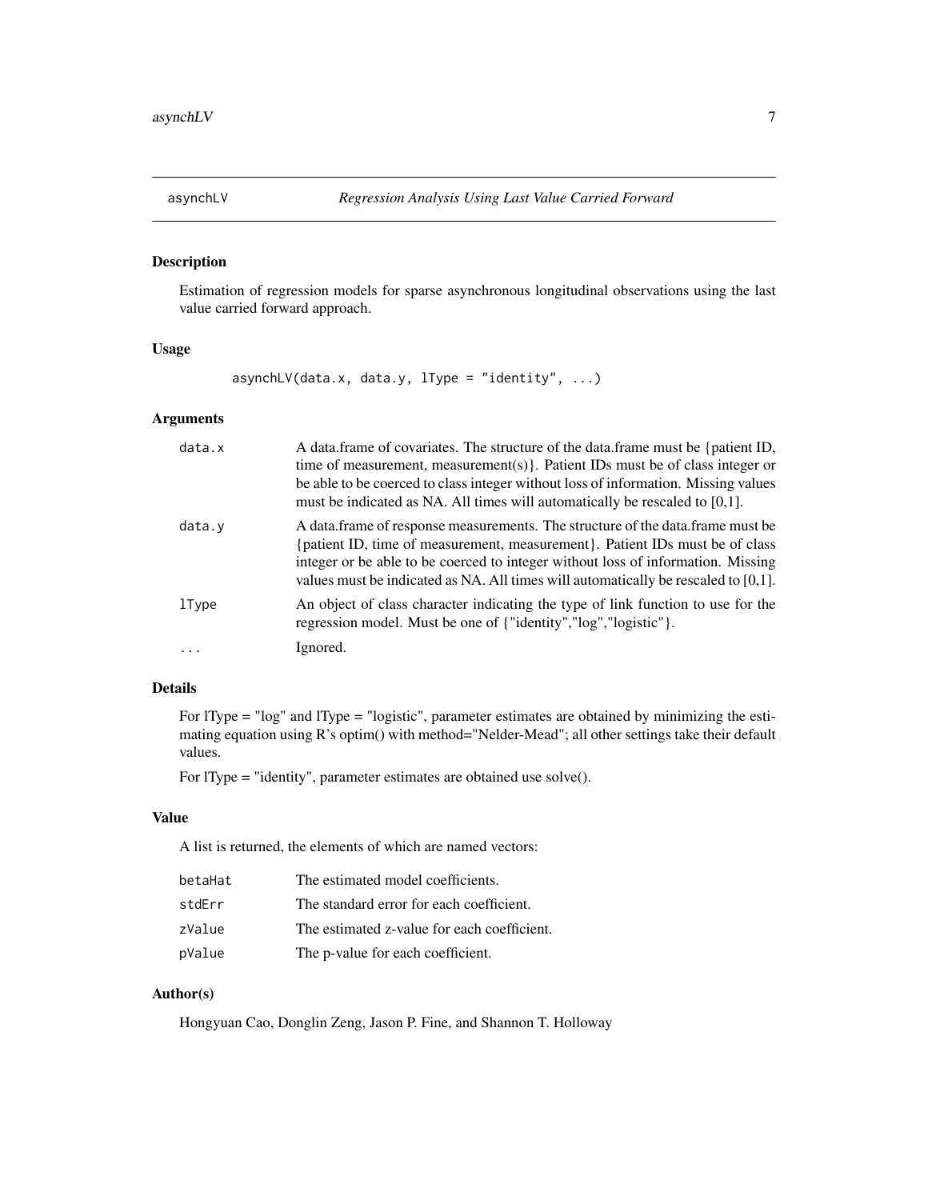## asynchLV *Regression Analysis Using Last Value Carried Forward*

### Description

Estimation of regression models for sparse asynchronous longitudinal observations using the last value carried forward approach.

### Usage

```
asynchLV(data.x, data.y, lType = "identity", ...)
```

### Arguments

| | |
|---|---|
| `data.x` | A data.frame of covariates. The structure of the data.frame must be {patient ID, time of measurement, measurement(s)}. Patient IDs must be of class integer or be able to be coerced to class integer without loss of information. Missing values must be indicated as NA. All times will automatically be rescaled to [0,1]. |
| `data.y` | A data.frame of response measurements. The structure of the data.frame must be {patient ID, time of measurement, measurement}. Patient IDs must be of class integer or be able to be coerced to integer without loss of information. Missing values must be indicated as NA. All times will automatically be rescaled to [0,1]. |
| `lType` | An object of class character indicating the type of link function to use for the regression model. Must be one of {"identity","log","logistic"}. |
| `...` | Ignored. |

### Details

For lType = "log" and lType = "logistic", parameter estimates are obtained by minimizing the estimating equation using R's optim() with method="Nelder-Mead"; all other settings take their default values.

For lType = "identity", parameter estimates are obtained use solve().

### Value

A list is returned, the elements of which are named vectors:

| | |
|---|---|
| `betaHat` | The estimated model coefficients. |
| `stdErr` | The standard error for each coefficient. |
| `zValue` | The estimated z-value for each coefficient. |
| `pValue` | The p-value for each coefficient. |

### Author(s)

Hongyuan Cao, Donglin Zeng, Jason P. Fine, and Shannon T. Holloway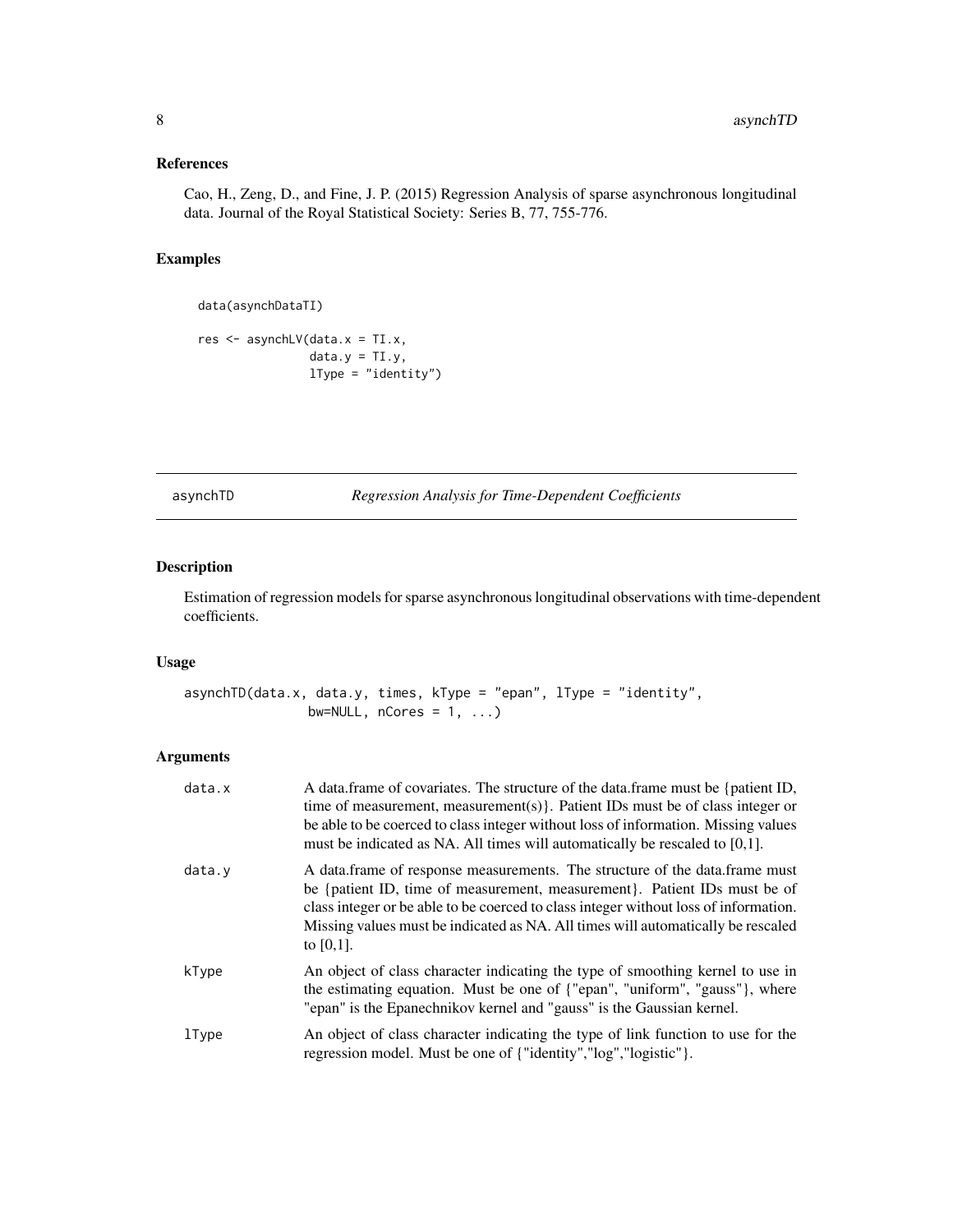### References

Cao, H., Zeng, D., and Fine, J. P. (2015) Regression Analysis of sparse asynchronous longitudinal data. Journal of the Royal Statistical Society: Series B, 77, 755-776.

### Examples

```
data(asynchDataTI)

res <- asynchLV(data.x = TI.x,
                data.y = TI.y,
                lType = "identity")
```

---

## asynchTD — *Regression Analysis for Time-Dependent Coefficients*

---

### Description

Estimation of regression models for sparse asynchronous longitudinal observations with time-dependent coefficients.

### Usage

```
asynchTD(data.x, data.y, times, kType = "epan", lType = "identity",
              bw=NULL, nCores = 1, ...)
```

### Arguments

| | |
|---|---|
| `data.x` | A data.frame of covariates. The structure of the data.frame must be {patient ID, time of measurement, measurement(s)}. Patient IDs must be of class integer or be able to be coerced to class integer without loss of information. Missing values must be indicated as NA. All times will automatically be rescaled to [0,1]. |
| `data.y` | A data.frame of response measurements. The structure of the data.frame must be {patient ID, time of measurement, measurement}. Patient IDs must be of class integer or be able to be coerced to class integer without loss of information. Missing values must be indicated as NA. All times will automatically be rescaled to [0,1]. |
| `kType` | An object of class character indicating the type of smoothing kernel to use in the estimating equation. Must be one of {"epan", "uniform", "gauss"}, where "epan" is the Epanechnikov kernel and "gauss" is the Gaussian kernel. |
| `lType` | An object of class character indicating the type of link function to use for the regression model. Must be one of {"identity","log","logistic"}. |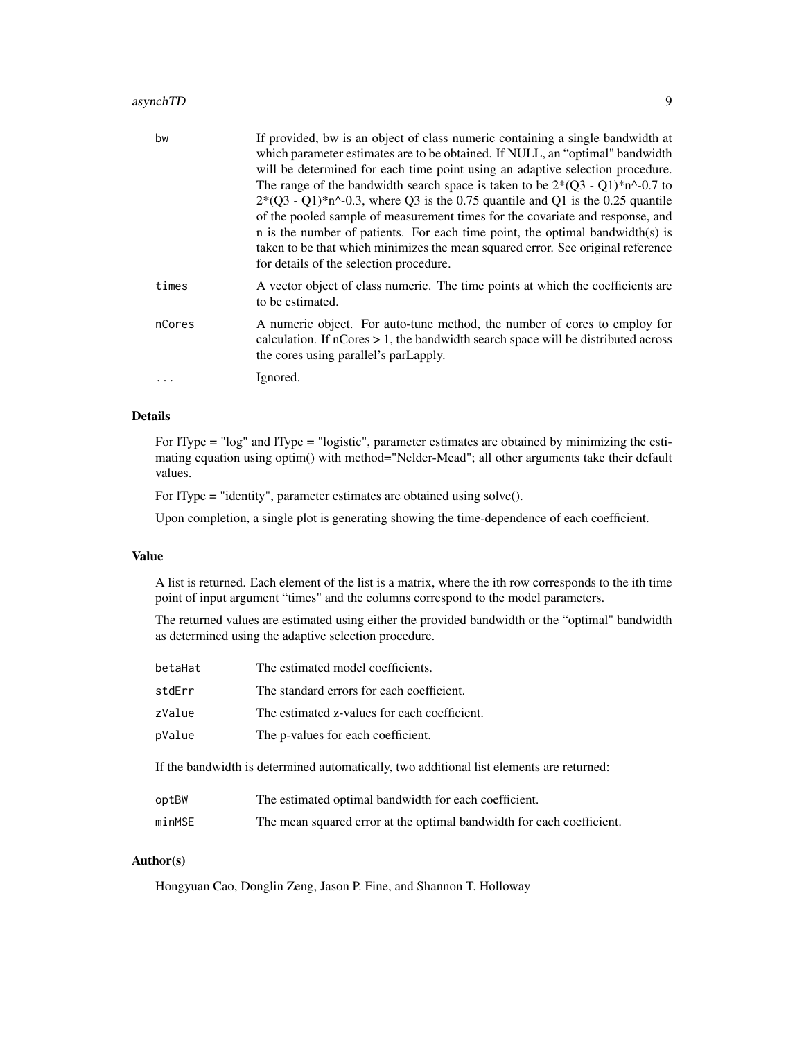| | |
|---|---|
| bw | If provided, bw is an object of class numeric containing a single bandwidth at which parameter estimates are to be obtained. If NULL, an "optimal" bandwidth will be determined for each time point using an adaptive selection procedure. The range of the bandwidth search space is taken to be 2*(Q3 - Q1)*n^-0.7 to 2*(Q3 - Q1)*n^-0.3, where Q3 is the 0.75 quantile and Q1 is the 0.25 quantile of the pooled sample of measurement times for the covariate and response, and n is the number of patients. For each time point, the optimal bandwidth(s) is taken to be that which minimizes the mean squared error. See original reference for details of the selection procedure. |
| times | A vector object of class numeric. The time points at which the coefficients are to be estimated. |
| nCores | A numeric object. For auto-tune method, the number of cores to employ for calculation. If nCores > 1, the bandwidth search space will be distributed across the cores using parallel's parLapply. |
| ... | Ignored. |

## Details

For lType = "log" and lType = "logistic", parameter estimates are obtained by minimizing the estimating equation using optim() with method="Nelder-Mead"; all other arguments take their default values.

For lType = "identity", parameter estimates are obtained using solve().

Upon completion, a single plot is generating showing the time-dependence of each coefficient.

## Value

A list is returned. Each element of the list is a matrix, where the ith row corresponds to the ith time point of input argument "times" and the columns correspond to the model parameters.

The returned values are estimated using either the provided bandwidth or the "optimal" bandwidth as determined using the adaptive selection procedure.

| | |
|---|---|
| betaHat | The estimated model coefficients. |
| stdErr | The standard errors for each coefficient. |
| zValue | The estimated z-values for each coefficient. |
| pValue | The p-values for each coefficient. |

If the bandwidth is determined automatically, two additional list elements are returned:

| | |
|---|---|
| optBW | The estimated optimal bandwidth for each coefficient. |
| minMSE | The mean squared error at the optimal bandwidth for each coefficient. |

## Author(s)

Hongyuan Cao, Donglin Zeng, Jason P. Fine, and Shannon T. Holloway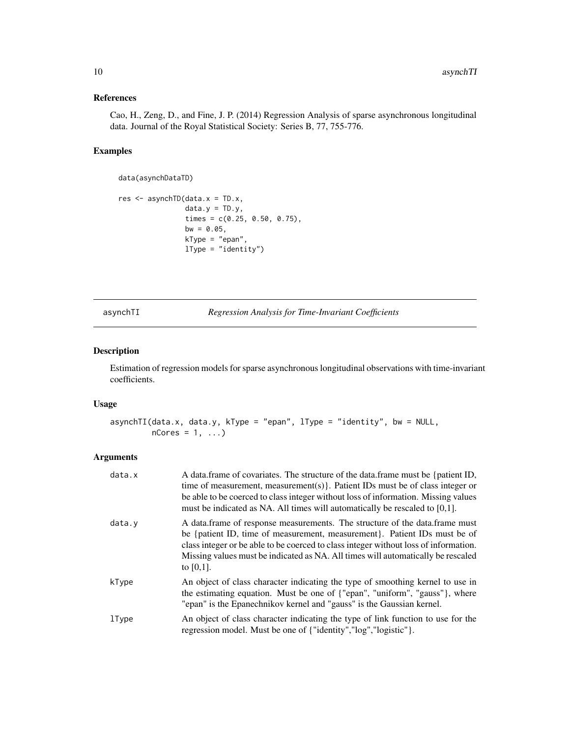### References

Cao, H., Zeng, D., and Fine, J. P. (2014) Regression Analysis of sparse asynchronous longitudinal data. Journal of the Royal Statistical Society: Series B, 77, 755-776.

### Examples

```
data(asynchDataTD)

res <- asynchTD(data.x = TD.x,
                data.y = TD.y,
                times = c(0.25, 0.50, 0.75),
                bw = 0.05,
                kType = "epan",
                lType = "identity")
```

---

## asynchTI — *Regression Analysis for Time-Invariant Coefficients*

---

### Description

Estimation of regression models for sparse asynchronous longitudinal observations with time-invariant coefficients.

### Usage

```
asynchTI(data.x, data.y, kType = "epan", lType = "identity", bw = NULL,
        nCores = 1, ...)
```

### Arguments

| | |
|---|---|
| data.x | A data.frame of covariates. The structure of the data.frame must be {patient ID, time of measurement, measurement(s)}. Patient IDs must be of class integer or be able to be coerced to class integer without loss of information. Missing values must be indicated as NA. All times will automatically be rescaled to [0,1]. |
| data.y | A data.frame of response measurements. The structure of the data.frame must be {patient ID, time of measurement, measurement}. Patient IDs must be of class integer or be able to be coerced to class integer without loss of information. Missing values must be indicated as NA. All times will automatically be rescaled to [0,1]. |
| kType | An object of class character indicating the type of smoothing kernel to use in the estimating equation. Must be one of {"epan", "uniform", "gauss"}, where "epan" is the Epanechnikov kernel and "gauss" is the Gaussian kernel. |
| lType | An object of class character indicating the type of link function to use for the regression model. Must be one of {"identity","log","logistic"}. |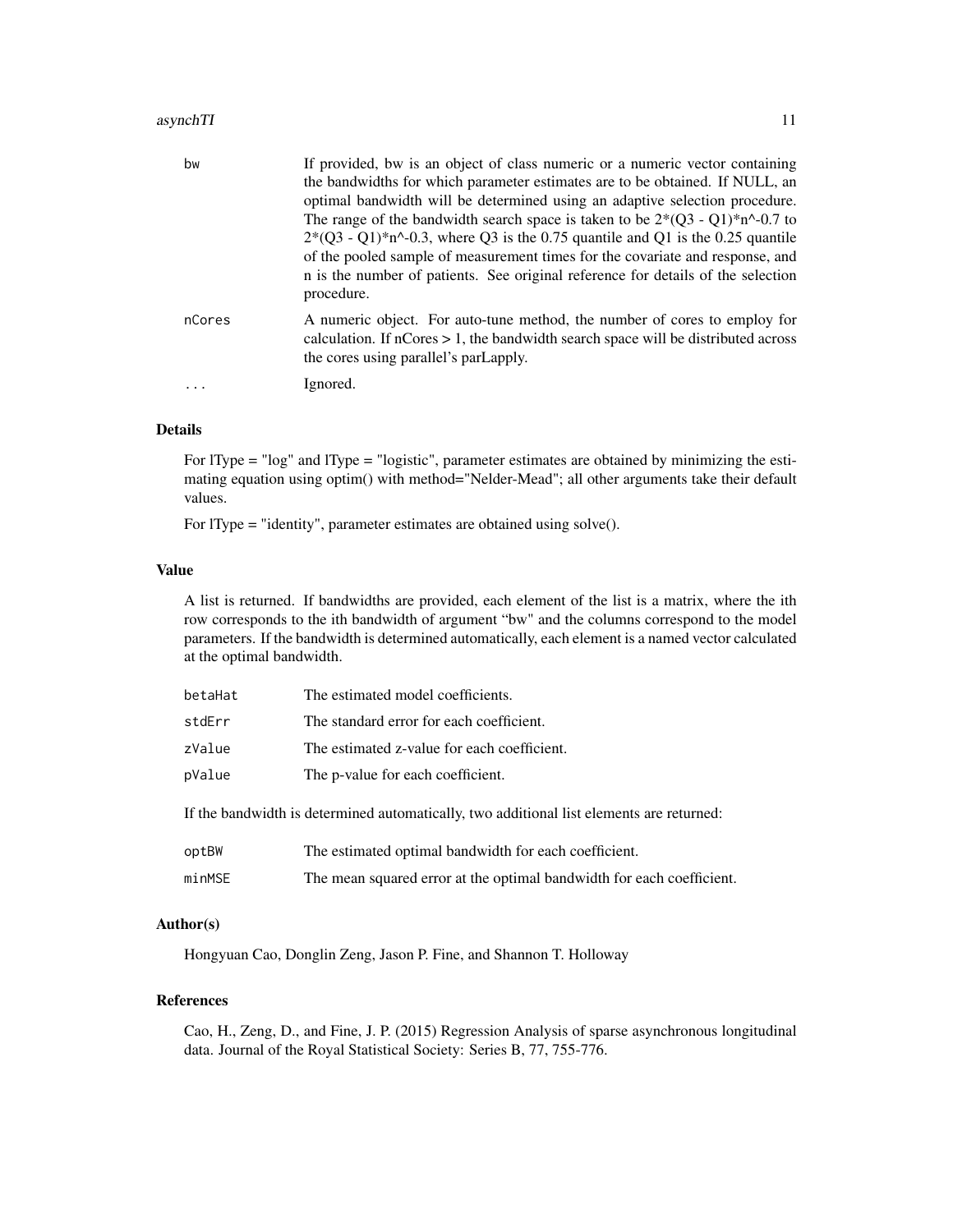| | |
|---|---|
| bw | If provided, bw is an object of class numeric or a numeric vector containing the bandwidths for which parameter estimates are to be obtained. If NULL, an optimal bandwidth will be determined using an adaptive selection procedure. The range of the bandwidth search space is taken to be 2*(Q3 - Q1)*n^-0.7 to 2*(Q3 - Q1)*n^-0.3, where Q3 is the 0.75 quantile and Q1 is the 0.25 quantile of the pooled sample of measurement times for the covariate and response, and n is the number of patients. See original reference for details of the selection procedure. |
| nCores | A numeric object. For auto-tune method, the number of cores to employ for calculation. If nCores > 1, the bandwidth search space will be distributed across the cores using parallel's parLapply. |
| ... | Ignored. |

## Details

For lType = "log" and lType = "logistic", parameter estimates are obtained by minimizing the estimating equation using optim() with method="Nelder-Mead"; all other arguments take their default values.

For lType = "identity", parameter estimates are obtained using solve().

## Value

A list is returned. If bandwidths are provided, each element of the list is a matrix, where the ith row corresponds to the ith bandwidth of argument "bw" and the columns correspond to the model parameters. If the bandwidth is determined automatically, each element is a named vector calculated at the optimal bandwidth.

| | |
|---|---|
| betaHat | The estimated model coefficients. |
| stdErr | The standard error for each coefficient. |
| zValue | The estimated z-value for each coefficient. |
| pValue | The p-value for each coefficient. |

If the bandwidth is determined automatically, two additional list elements are returned:

| | |
|---|---|
| optBW | The estimated optimal bandwidth for each coefficient. |
| minMSE | The mean squared error at the optimal bandwidth for each coefficient. |

## Author(s)

Hongyuan Cao, Donglin Zeng, Jason P. Fine, and Shannon T. Holloway

## References

Cao, H., Zeng, D., and Fine, J. P. (2015) Regression Analysis of sparse asynchronous longitudinal data. Journal of the Royal Statistical Society: Series B, 77, 755-776.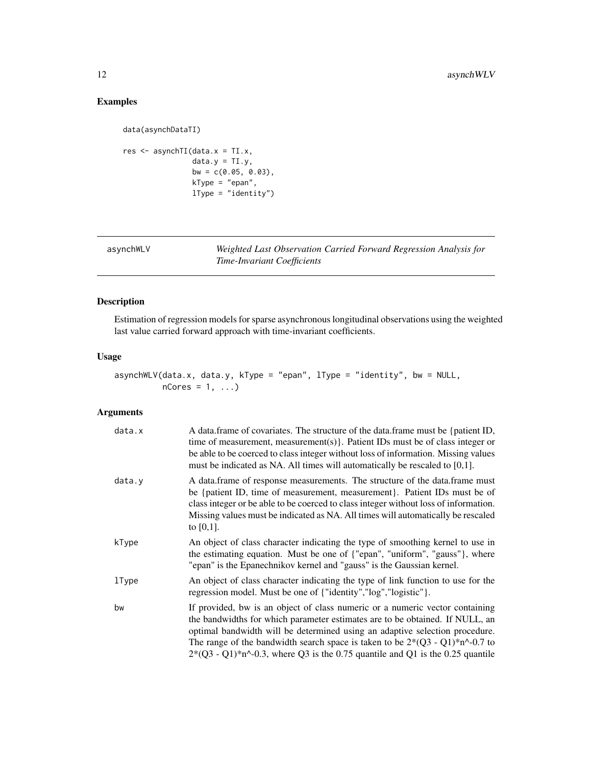## Examples

```
data(asynchDataTI)

res <- asynchTI(data.x = TI.x,
                data.y = TI.y,
                bw = c(0.05, 0.03),
                kType = "epan",
                lType = "identity")
```

---

# asynchWLV — *Weighted Last Observation Carried Forward Regression Analysis for Time-Invariant Coefficients*

## Description

Estimation of regression models for sparse asynchronous longitudinal observations using the weighted last value carried forward approach with time-invariant coefficients.

## Usage

```
asynchWLV(data.x, data.y, kType = "epan", lType = "identity", bw = NULL,
          nCores = 1, ...)
```

## Arguments

| | |
|---|---|
| data.x | A data.frame of covariates. The structure of the data.frame must be {patient ID, time of measurement, measurement(s)}. Patient IDs must be of class integer or be able to be coerced to class integer without loss of information. Missing values must be indicated as NA. All times will automatically be rescaled to [0,1]. |
| data.y | A data.frame of response measurements. The structure of the data.frame must be {patient ID, time of measurement, measurement}. Patient IDs must be of class integer or be able to be coerced to class integer without loss of information. Missing values must be indicated as NA. All times will automatically be rescaled to [0,1]. |
| kType | An object of class character indicating the type of smoothing kernel to use in the estimating equation. Must be one of {"epan", "uniform", "gauss"}, where "epan" is the Epanechnikov kernel and "gauss" is the Gaussian kernel. |
| lType | An object of class character indicating the type of link function to use for the regression model. Must be one of {"identity","log","logistic"}. |
| bw | If provided, bw is an object of class numeric or a numeric vector containing the bandwidths for which parameter estimates are to be obtained. If NULL, an optimal bandwidth will be determined using an adaptive selection procedure. The range of the bandwidth search space is taken to be 2*(Q3 - Q1)*n^-0.7 to 2*(Q3 - Q1)*n^-0.3, where Q3 is the 0.75 quantile and Q1 is the 0.25 quantile |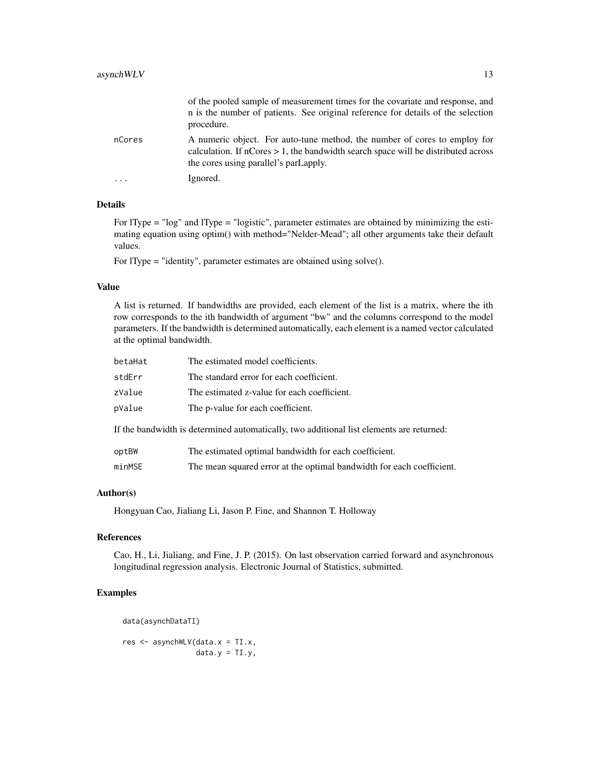|  |  |
| --- | --- |
|  | of the pooled sample of measurement times for the covariate and response, and n is the number of patients. See original reference for details of the selection procedure. |
| nCores | A numeric object. For auto-tune method, the number of cores to employ for calculation. If nCores > 1, the bandwidth search space will be distributed across the cores using parallel's parLapply. |
| ... | Ignored. |

### Details

For lType = "log" and lType = "logistic", parameter estimates are obtained by minimizing the estimating equation using optim() with method="Nelder-Mead"; all other arguments take their default values.

For lType = "identity", parameter estimates are obtained using solve().

### Value

A list is returned. If bandwidths are provided, each element of the list is a matrix, where the ith row corresponds to the ith bandwidth of argument "bw" and the columns correspond to the model parameters. If the bandwidth is determined automatically, each element is a named vector calculated at the optimal bandwidth.

|  |  |
| --- | --- |
| betaHat | The estimated model coefficients. |
| stdErr | The standard error for each coefficient. |
| zValue | The estimated z-value for each coefficient. |
| pValue | The p-value for each coefficient. |

If the bandwidth is determined automatically, two additional list elements are returned:

|  |  |
| --- | --- |
| optBW | The estimated optimal bandwidth for each coefficient. |
| minMSE | The mean squared error at the optimal bandwidth for each coefficient. |

### Author(s)

Hongyuan Cao, Jialiang Li, Jason P. Fine, and Shannon T. Holloway

### References

Cao, H., Li, Jialiang, and Fine, J. P. (2015). On last observation carried forward and asynchronous longitudinal regression analysis. Electronic Journal of Statistics, submitted.

### Examples

```
data(asynchDataTI)

res <- asynchWLV(data.x = TI.x,
                 data.y = TI.y,
```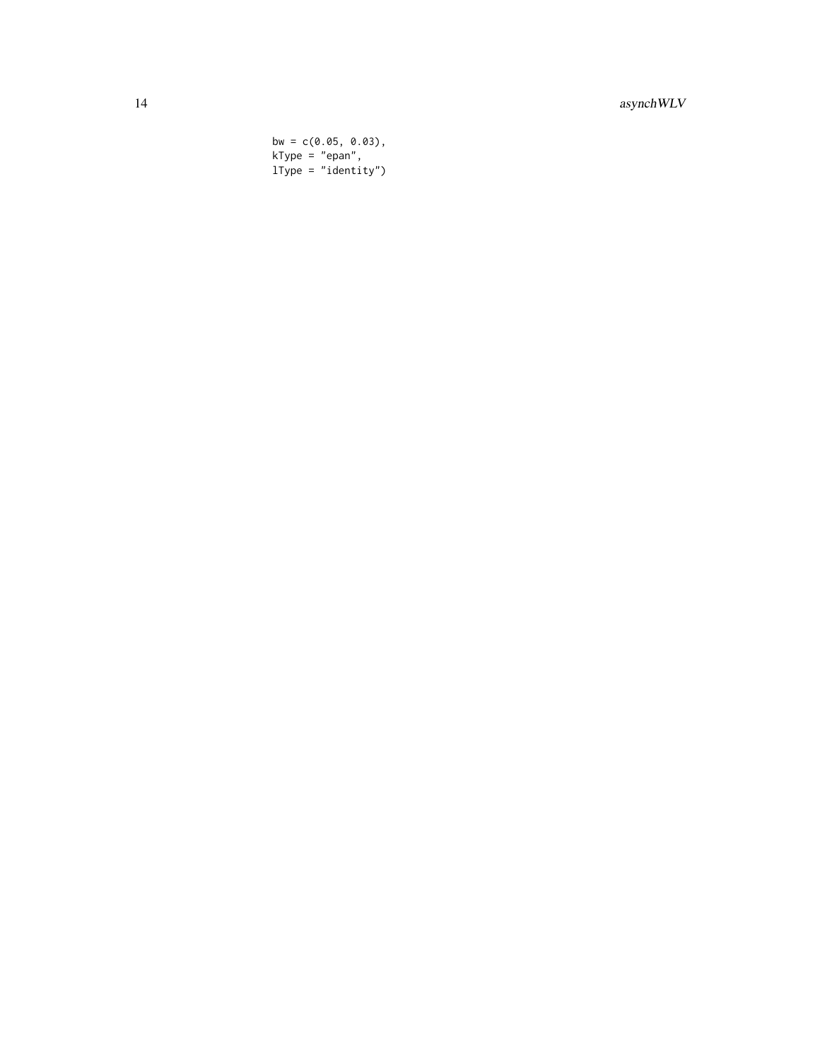```
bw = c(0.05, 0.03),
kType = "epan",
lType = "identity")
```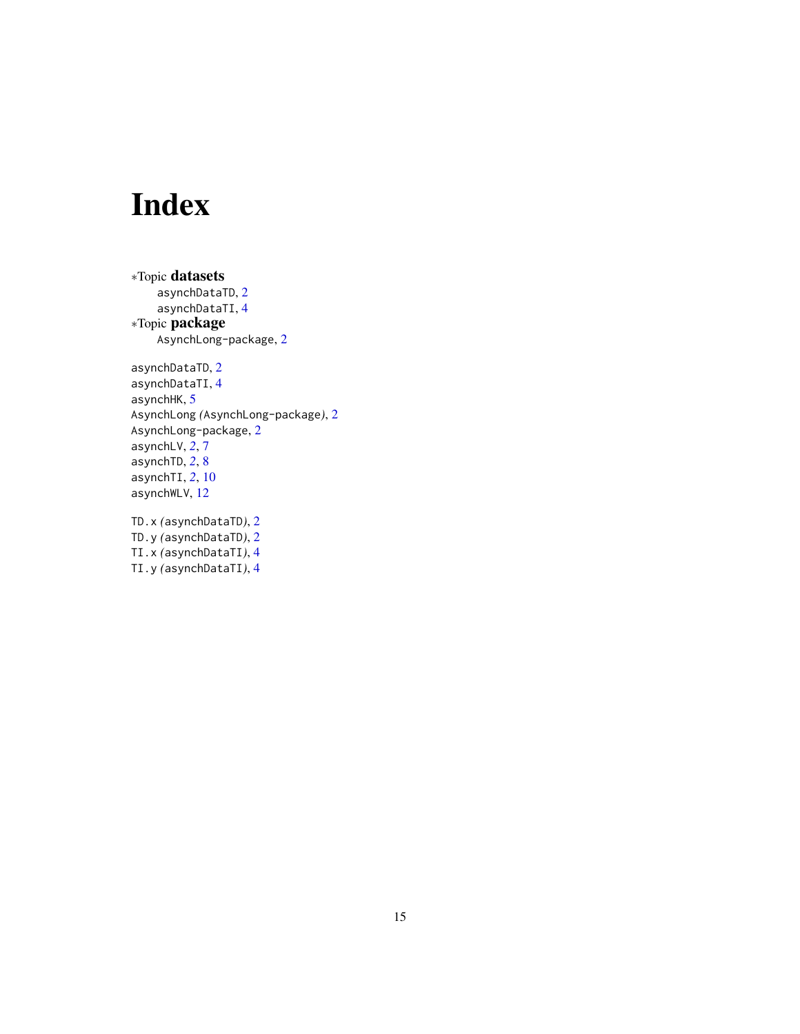# Index

*Topic **datasets**
- asynchDataTD, 2
- asynchDataTI, 4

*Topic **package**
- AsynchLong-package, 2

asynchDataTD, 2
asynchDataTI, 4
asynchHK, 5
AsynchLong *(*AsynchLong-package*)*, 2
AsynchLong-package, 2
asynchLV, *2*, 7
asynchTD, *2*, 8
asynchTI, *2*, 10
asynchWLV, 12

TD.x *(*asynchDataTD*)*, 2
TD.y *(*asynchDataTD*)*, 2
TI.x *(*asynchDataTI*)*, 4
TI.y *(*asynchDataTI*)*, 4